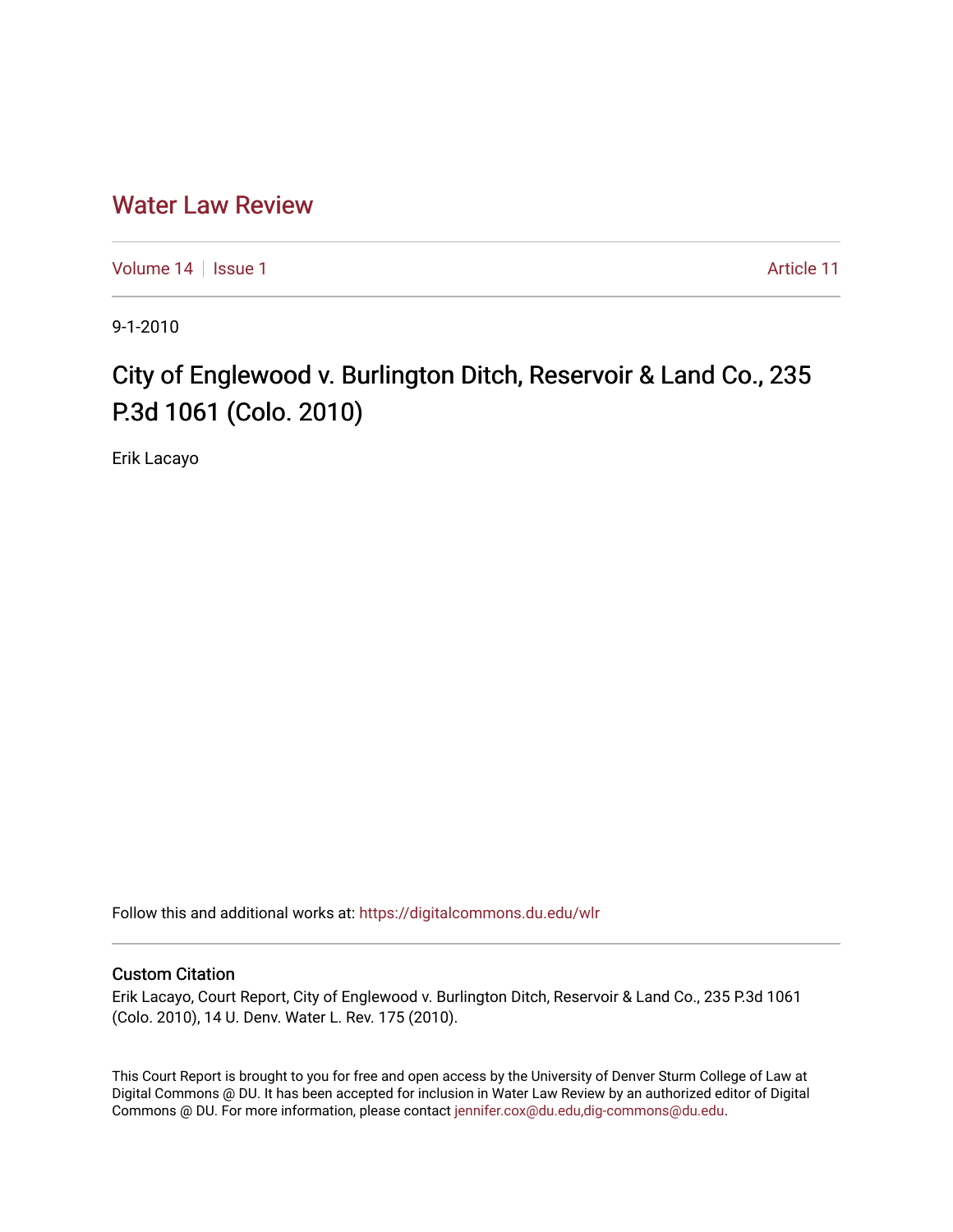# Water Law Review

Volume 14 | Issue 1 | Article 11

9-1-2010

## City of Englewood v. Burlington Ditch, Reservoir & Land Co., 235 P.3d 1061 (Colo. 2010)

Erik Lacayo

Follow this and additional works at: https://digitalcommons.du.edu/wlr

### Custom Citation

Erik Lacayo, Court Report, City of Englewood v. Burlington Ditch, Reservoir & Land Co., 235 P.3d 1061 (Colo. 2010), 14 U. Denv. Water L. Rev. 175 (2010).

This Court Report is brought to you for free and open access by the University of Denver Sturm College of Law at Digital Commons @ DU. It has been accepted for inclusion in Water Law Review by an authorized editor of Digital Commons @ DU. For more information, please contact jennifer.cox@du.edu,dig-commons@du.edu.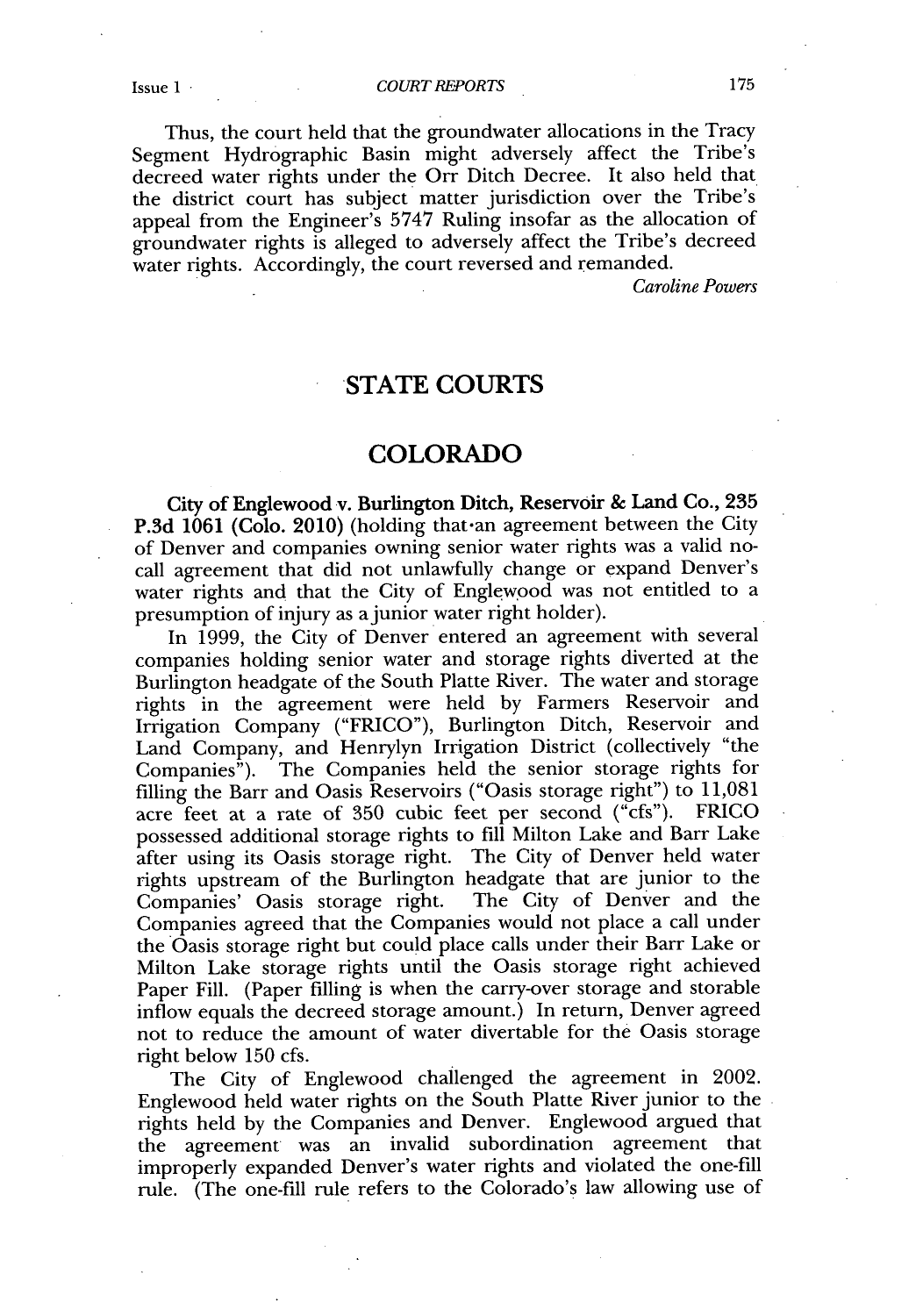Thus, the court held that the groundwater allocations in the Tracy Segment Hydrographic Basin might adversely affect the Tribe's decreed water rights under the Orr Ditch Decree. It also held that the district court has subject matter jurisdiction over the Tribe's appeal from the Engineer's 5747 Ruling insofar as the allocation of groundwater rights is alleged to adversely affect the Tribe's decreed water rights. Accordingly, the court reversed and remanded.

*Caroline Powers*

# STATE COURTS

## COLORADO

**City of Englewood v. Burlington Ditch, Reservoir & Land Co., 235 P.3d 1061 (Colo. 2010)** (holding that an agreement between the City of Denver and companies owning senior water rights was a valid no-call agreement that did not unlawfully change or expand Denver's water rights and that the City of Englewood was not entitled to a presumption of injury as a junior water right holder).

In 1999, the City of Denver entered an agreement with several companies holding senior water and storage rights diverted at the Burlington headgate of the South Platte River. The water and storage rights in the agreement were held by Farmers Reservoir and Irrigation Company ("FRICO"), Burlington Ditch, Reservoir and Land Company, and Henrylyn Irrigation District (collectively "the Companies"). The Companies held the senior storage rights for filling the Barr and Oasis Reservoirs ("Oasis storage right") to 11,081 acre feet at a rate of 350 cubic feet per second ("cfs"). FRICO possessed additional storage rights to fill Milton Lake and Barr Lake after using its Oasis storage right. The City of Denver held water rights upstream of the Burlington headgate that are junior to the Companies' Oasis storage right. The City of Denver and the Companies agreed that the Companies would not place a call under the Oasis storage right but could place calls under their Barr Lake or Milton Lake storage rights until the Oasis storage right achieved Paper Fill. (Paper filling is when the carry-over storage and storable inflow equals the decreed storage amount.) In return, Denver agreed not to reduce the amount of water divertable for the Oasis storage right below 150 cfs.

The City of Englewood challenged the agreement in 2002. Englewood held water rights on the South Platte River junior to the rights held by the Companies and Denver. Englewood argued that the agreement was an invalid subordination agreement that improperly expanded Denver's water rights and violated the one-fill rule. (The one-fill rule refers to the Colorado's law allowing use of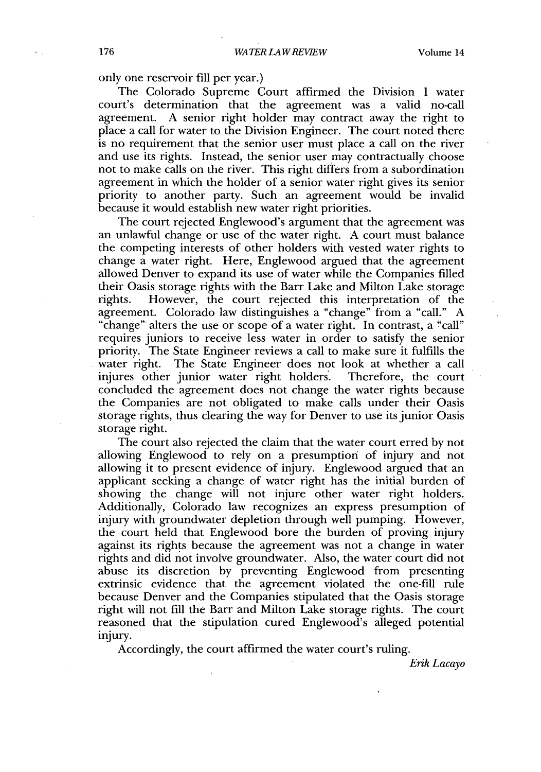only one reservoir fill per year.)

The Colorado Supreme Court affirmed the Division 1 water court's determination that the agreement was a valid no-call agreement. A senior right holder may contract away the right to place a call for water to the Division Engineer. The court noted there is no requirement that the senior user must place a call on the river and use its rights. Instead, the senior user may contractually choose not to make calls on the river. This right differs from a subordination agreement in which the holder of a senior water right gives its senior priority to another party. Such an agreement would be invalid because it would establish new water right priorities.

The court rejected Englewood's argument that the agreement was an unlawful change or use of the water right. A court must balance the competing interests of other holders with vested water rights to change a water right. Here, Englewood argued that the agreement allowed Denver to expand its use of water while the Companies filled their Oasis storage rights with the Barr Lake and Milton Lake storage rights. However, the court rejected this interpretation of the agreement. Colorado law distinguishes a "change" from a "call." A "change" alters the use or scope of a water right. In contrast, a "call" requires juniors to receive less water in order to satisfy the senior priority. The State Engineer reviews a call to make sure it fulfills the water right. The State Engineer does not look at whether a call injures other junior water right holders. Therefore, the court concluded the agreement does not change the water rights because the Companies are not obligated to make calls under their Oasis storage rights, thus clearing the way for Denver to use its junior Oasis storage right.

The court also rejected the claim that the water court erred by not allowing Englewood to rely on a presumption of injury and not allowing it to present evidence of injury. Englewood argued that an applicant seeking a change of water right has the initial burden of showing the change will not injure other water right holders. Additionally, Colorado law recognizes an express presumption of injury with groundwater depletion through well pumping. However, the court held that Englewood bore the burden of proving injury against its rights because the agreement was not a change in water rights and did not involve groundwater. Also, the water court did not abuse its discretion by preventing Englewood from presenting extrinsic evidence that the agreement violated the one-fill rule because Denver and the Companies stipulated that the Oasis storage right will not fill the Barr and Milton Lake storage rights. The court reasoned that the stipulation cured Englewood's alleged potential injury.

Accordingly, the court affirmed the water court's ruling.

*Erik Lacayo*